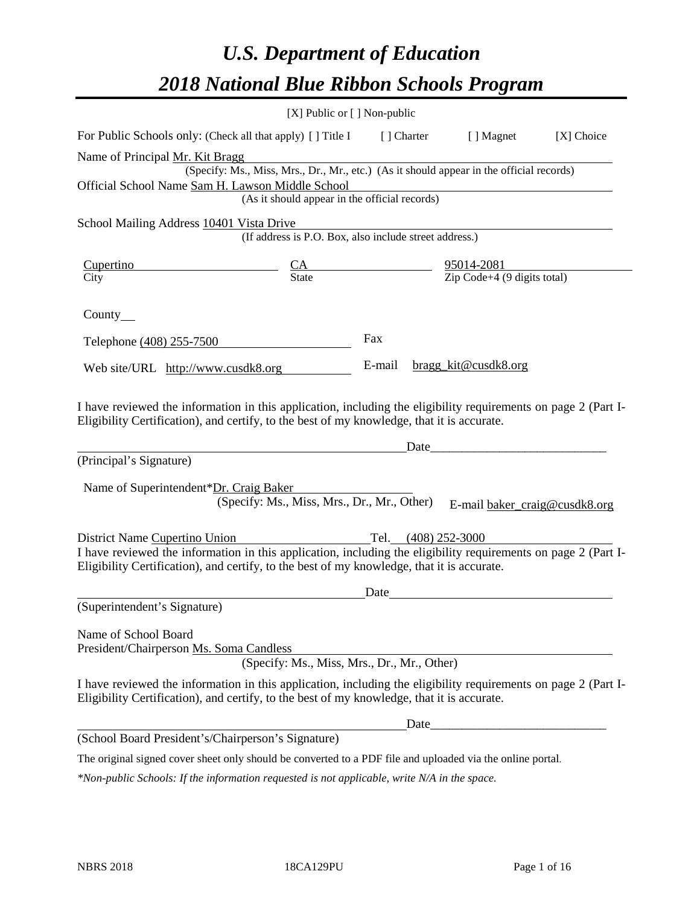# *U.S. Department of Education*

# *2018 National Blue Ribbon Schools Program*

[X] Public or [ ] Non-public

For Public Schools only: (Check all that apply) [ ] Title I [ ] Charter [ ] Magnet [X] Choice

Name of Principal Mr. Kit Bragg
(Specify: Ms., Miss, Mrs., Dr., Mr., etc.) (As it should appear in the official records)

Official School Name Sam H. Lawson Middle School
(As it should appear in the official records)

School Mailing Address 10401 Vista Drive
(If address is P.O. Box, also include street address.)

| Cupertino | CA | 95014-2081 |
|---|---|---|
| City | State | Zip Code+4 (9 digits total) |

County

Telephone (408) 255-7500 Fax

Web site/URL http://www.cusdk8.org E-mail bragg_kit@cusdk8.org

I have reviewed the information in this application, including the eligibility requirements on page 2 (Part I-Eligibility Certification), and certify, to the best of my knowledge, that it is accurate.

_______________________________________________ Date___________________________

(Principal's Signature)

Name of Superintendent*Dr. Craig Baker
(Specify: Ms., Miss, Mrs., Dr., Mr., Other) E-mail baker_craig@cusdk8.org

District Name Cupertino Union Tel. (408) 252-3000

I have reviewed the information in this application, including the eligibility requirements on page 2 (Part I-Eligibility Certification), and certify, to the best of my knowledge, that it is accurate.

_______________________________________________ Date___________________________

(Superintendent's Signature)

Name of School Board
President/Chairperson Ms. Soma Candless
(Specify: Ms., Miss, Mrs., Dr., Mr., Other)

I have reviewed the information in this application, including the eligibility requirements on page 2 (Part I-Eligibility Certification), and certify, to the best of my knowledge, that it is accurate.

_______________________________________________ Date___________________________

(School Board President's/Chairperson's Signature)

The original signed cover sheet only should be converted to a PDF file and uploaded via the online portal.

*\*Non-public Schools: If the information requested is not applicable, write N/A in the space.*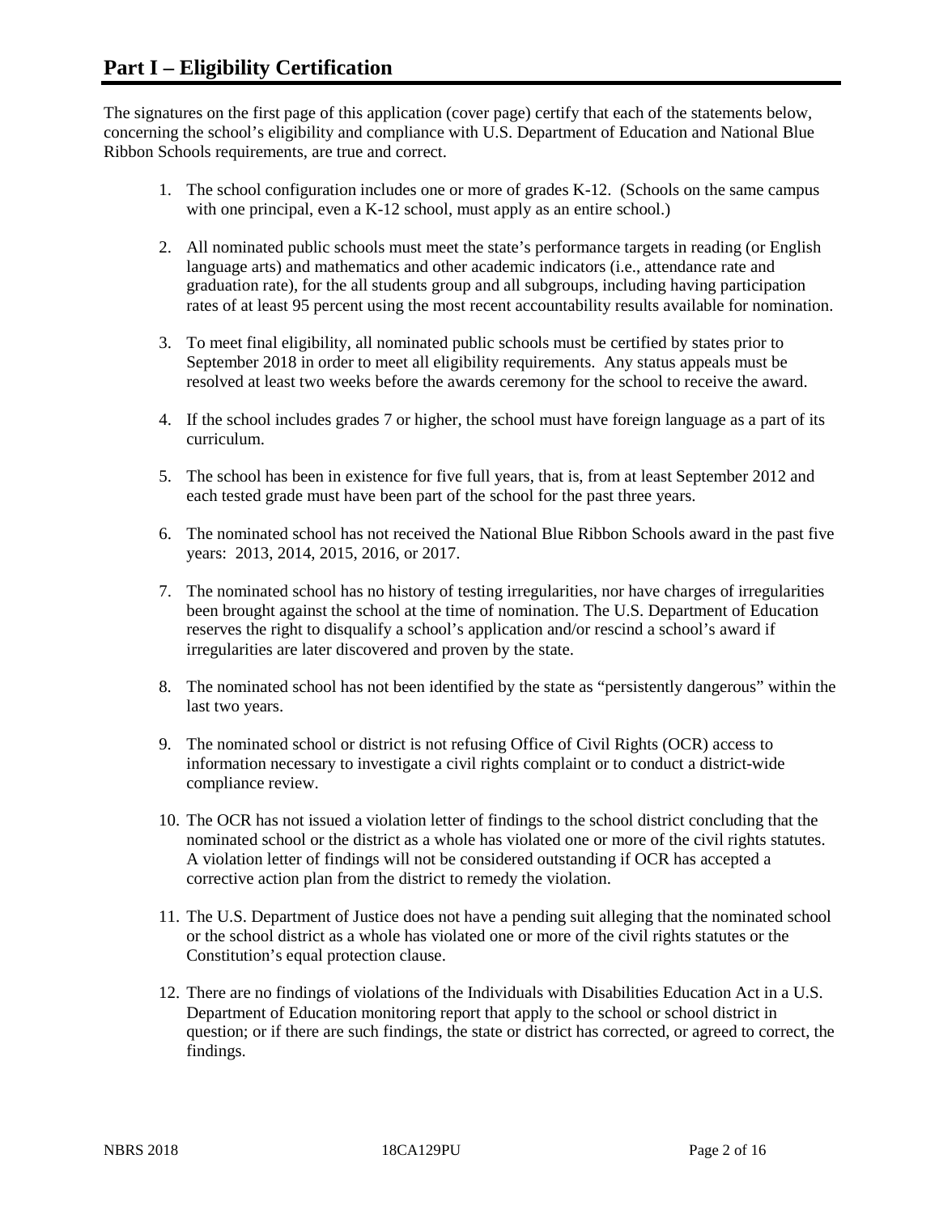# Part I – Eligibility Certification

The signatures on the first page of this application (cover page) certify that each of the statements below, concerning the school's eligibility and compliance with U.S. Department of Education and National Blue Ribbon Schools requirements, are true and correct.

1. The school configuration includes one or more of grades K-12. (Schools on the same campus with one principal, even a K-12 school, must apply as an entire school.)
2. All nominated public schools must meet the state's performance targets in reading (or English language arts) and mathematics and other academic indicators (i.e., attendance rate and graduation rate), for the all students group and all subgroups, including having participation rates of at least 95 percent using the most recent accountability results available for nomination.
3. To meet final eligibility, all nominated public schools must be certified by states prior to September 2018 in order to meet all eligibility requirements. Any status appeals must be resolved at least two weeks before the awards ceremony for the school to receive the award.
4. If the school includes grades 7 or higher, the school must have foreign language as a part of its curriculum.
5. The school has been in existence for five full years, that is, from at least September 2012 and each tested grade must have been part of the school for the past three years.
6. The nominated school has not received the National Blue Ribbon Schools award in the past five years: 2013, 2014, 2015, 2016, or 2017.
7. The nominated school has no history of testing irregularities, nor have charges of irregularities been brought against the school at the time of nomination. The U.S. Department of Education reserves the right to disqualify a school's application and/or rescind a school's award if irregularities are later discovered and proven by the state.
8. The nominated school has not been identified by the state as "persistently dangerous" within the last two years.
9. The nominated school or district is not refusing Office of Civil Rights (OCR) access to information necessary to investigate a civil rights complaint or to conduct a district-wide compliance review.
10. The OCR has not issued a violation letter of findings to the school district concluding that the nominated school or the district as a whole has violated one or more of the civil rights statutes. A violation letter of findings will not be considered outstanding if OCR has accepted a corrective action plan from the district to remedy the violation.
11. The U.S. Department of Justice does not have a pending suit alleging that the nominated school or the school district as a whole has violated one or more of the civil rights statutes or the Constitution's equal protection clause.
12. There are no findings of violations of the Individuals with Disabilities Education Act in a U.S. Department of Education monitoring report that apply to the school or school district in question; or if there are such findings, the state or district has corrected, or agreed to correct, the findings.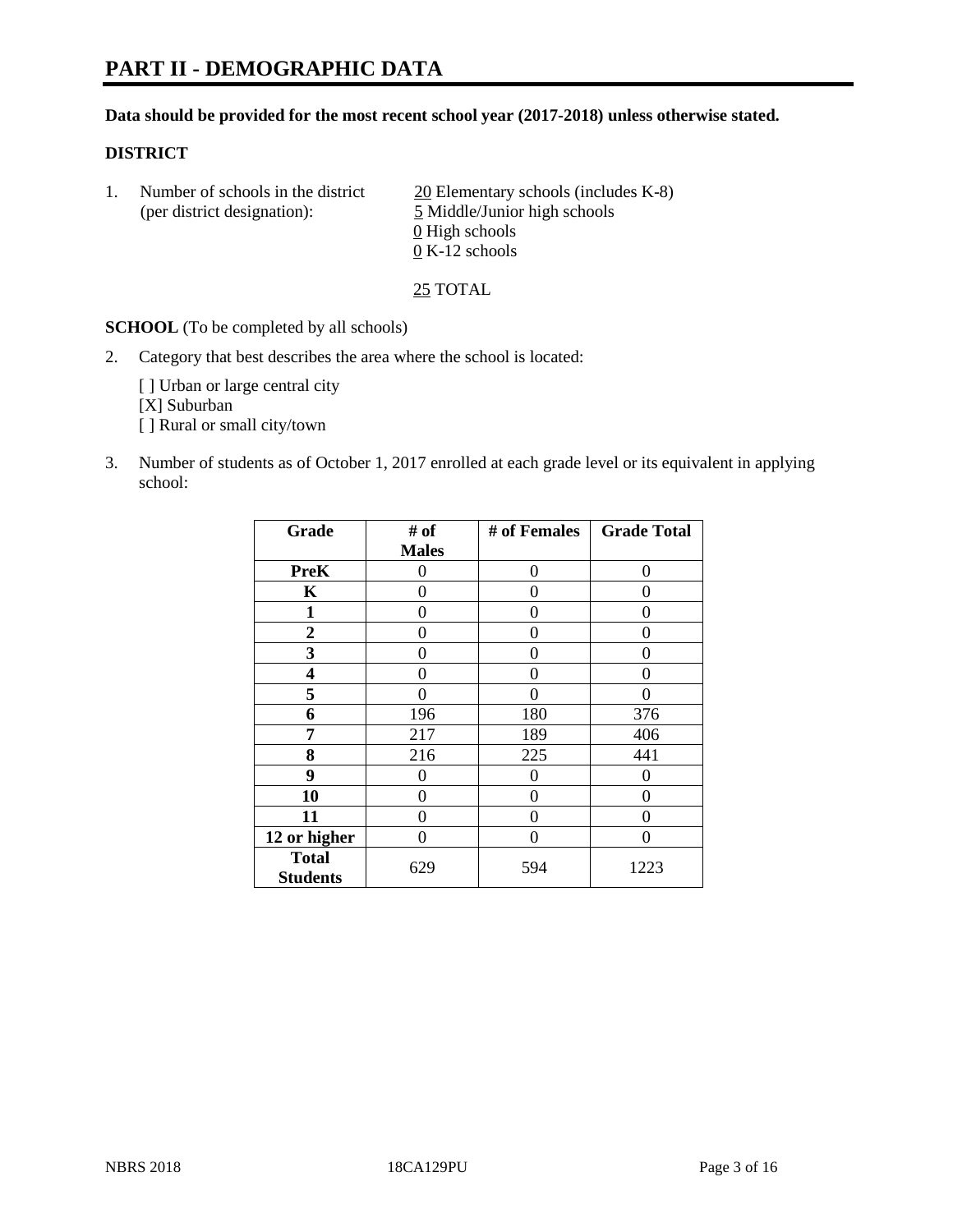# PART II - DEMOGRAPHIC DATA

**Data should be provided for the most recent school year (2017-2018) unless otherwise stated.**

**DISTRICT**

1. Number of schools in the district (per district designation):
   - 20 Elementary schools (includes K-8)
   - 5 Middle/Junior high schools
   - 0 High schools
   - 0 K-12 schools

   25 TOTAL

**SCHOOL** (To be completed by all schools)

2. Category that best describes the area where the school is located:

   [ ] Urban or large central city
   [X] Suburban
   [ ] Rural or small city/town

3. Number of students as of October 1, 2017 enrolled at each grade level or its equivalent in applying school:

| Grade | # of Males | # of Females | Grade Total |
|---|---|---|---|
| PreK | 0 | 0 | 0 |
| K | 0 | 0 | 0 |
| 1 | 0 | 0 | 0 |
| 2 | 0 | 0 | 0 |
| 3 | 0 | 0 | 0 |
| 4 | 0 | 0 | 0 |
| 5 | 0 | 0 | 0 |
| 6 | 196 | 180 | 376 |
| 7 | 217 | 189 | 406 |
| 8 | 216 | 225 | 441 |
| 9 | 0 | 0 | 0 |
| 10 | 0 | 0 | 0 |
| 11 | 0 | 0 | 0 |
| 12 or higher | 0 | 0 | 0 |
| Total Students | 629 | 594 | 1223 |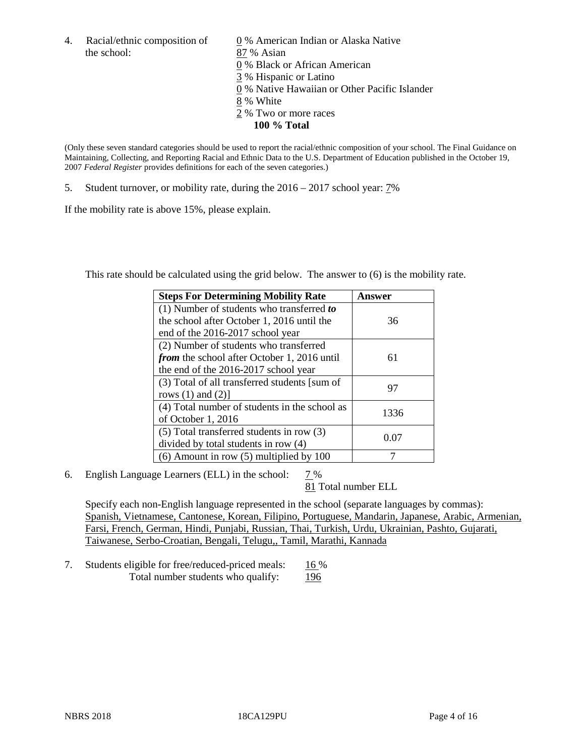4. Racial/ethnic composition of the school:

0 % American Indian or Alaska Native
87 % Asian
0 % Black or African American
3 % Hispanic or Latino
0 % Native Hawaiian or Other Pacific Islander
8 % White
2 % Two or more races
**100 % Total**

(Only these seven standard categories should be used to report the racial/ethnic composition of your school. The Final Guidance on Maintaining, Collecting, and Reporting Racial and Ethnic Data to the U.S. Department of Education published in the October 19, 2007 *Federal Register* provides definitions for each of the seven categories.)

5. Student turnover, or mobility rate, during the 2016 – 2017 school year: 7%

If the mobility rate is above 15%, please explain.

This rate should be calculated using the grid below. The answer to (6) is the mobility rate.

| Steps For Determining Mobility Rate | Answer |
|---|---|
| (1) Number of students who transferred ***to*** the school after October 1, 2016 until the end of the 2016-2017 school year | 36 |
| (2) Number of students who transferred ***from*** the school after October 1, 2016 until the end of the 2016-2017 school year | 61 |
| (3) Total of all transferred students [sum of rows (1) and (2)] | 97 |
| (4) Total number of students in the school as of October 1, 2016 | 1336 |
| (5) Total transferred students in row (3) divided by total students in row (4) | 0.07 |
| (6) Amount in row (5) multiplied by 100 | 7 |

6. English Language Learners (ELL) in the school: 7 %
81 Total number ELL

Specify each non-English language represented in the school (separate languages by commas):
Spanish, Vietnamese, Cantonese, Korean, Filipino, Portuguese, Mandarin, Japanese, Arabic, Armenian, Farsi, French, German, Hindi, Punjabi, Russian, Thai, Turkish, Urdu, Ukrainian, Pashto, Gujarati, Taiwanese, Serbo-Croatian, Bengali, Telugu,, Tamil, Marathi, Kannada

7. Students eligible for free/reduced-priced meals: 16 %
Total number students who qualify: 196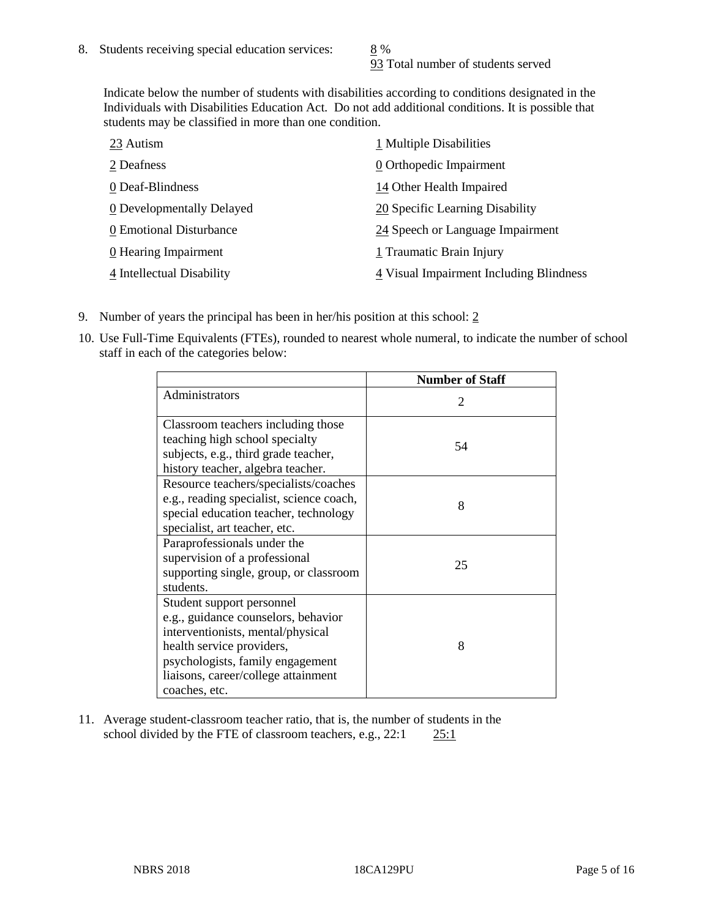8. Students receiving special education services: 8 %
   93 Total number of students served

   Indicate below the number of students with disabilities according to conditions designated in the Individuals with Disabilities Education Act. Do not add additional conditions. It is possible that students may be classified in more than one condition.

   23 Autism
   2 Deafness
   0 Deaf-Blindness
   0 Developmentally Delayed
   0 Emotional Disturbance
   0 Hearing Impairment
   4 Intellectual Disability
   1 Multiple Disabilities
   0 Orthopedic Impairment
   14 Other Health Impaired
   20 Specific Learning Disability
   24 Speech or Language Impairment
   1 Traumatic Brain Injury
   4 Visual Impairment Including Blindness

9. Number of years the principal has been in her/his position at this school: 2

10. Use Full-Time Equivalents (FTEs), rounded to nearest whole numeral, to indicate the number of school staff in each of the categories below:

| | Number of Staff |
|---|---|
| Administrators | 2 |
| Classroom teachers including those teaching high school specialty subjects, e.g., third grade teacher, history teacher, algebra teacher. | 54 |
| Resource teachers/specialists/coaches e.g., reading specialist, science coach, special education teacher, technology specialist, art teacher, etc. | 8 |
| Paraprofessionals under the supervision of a professional supporting single, group, or classroom students. | 25 |
| Student support personnel e.g., guidance counselors, behavior interventionists, mental/physical health service providers, psychologists, family engagement liaisons, career/college attainment coaches, etc. | 8 |

11. Average student-classroom teacher ratio, that is, the number of students in the school divided by the FTE of classroom teachers, e.g., 22:1 25:1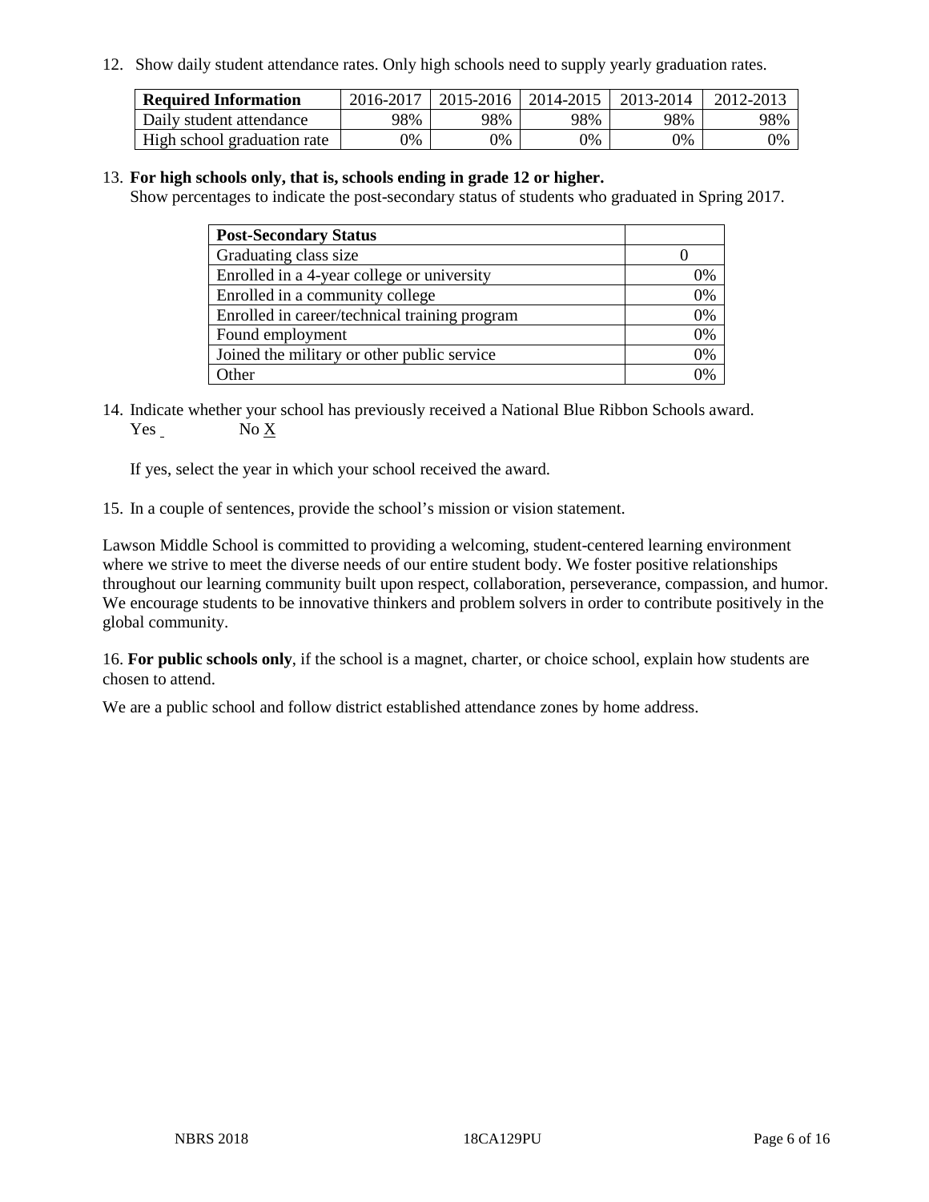12. Show daily student attendance rates. Only high schools need to supply yearly graduation rates.

| **Required Information** | 2016-2017 | 2015-2016 | 2014-2015 | 2013-2014 | 2012-2013 |
|---|---|---|---|---|---|
| Daily student attendance | 98% | 98% | 98% | 98% | 98% |
| High school graduation rate | 0% | 0% | 0% | 0% | 0% |

13. **For high schools only, that is, schools ending in grade 12 or higher.**
Show percentages to indicate the post-secondary status of students who graduated in Spring 2017.

| **Post-Secondary Status** | |
|---|---|
| Graduating class size | 0 |
| Enrolled in a 4-year college or university | 0% |
| Enrolled in a community college | 0% |
| Enrolled in career/technical training program | 0% |
| Found employment | 0% |
| Joined the military or other public service | 0% |
| Other | 0% |

14. Indicate whether your school has previously received a National Blue Ribbon Schools award.
Yes ___ No X

If yes, select the year in which your school received the award.

15. In a couple of sentences, provide the school's mission or vision statement.

Lawson Middle School is committed to providing a welcoming, student-centered learning environment where we strive to meet the diverse needs of our entire student body. We foster positive relationships throughout our learning community built upon respect, collaboration, perseverance, compassion, and humor. We encourage students to be innovative thinkers and problem solvers in order to contribute positively in the global community.

16. **For public schools only**, if the school is a magnet, charter, or choice school, explain how students are chosen to attend.

We are a public school and follow district established attendance zones by home address.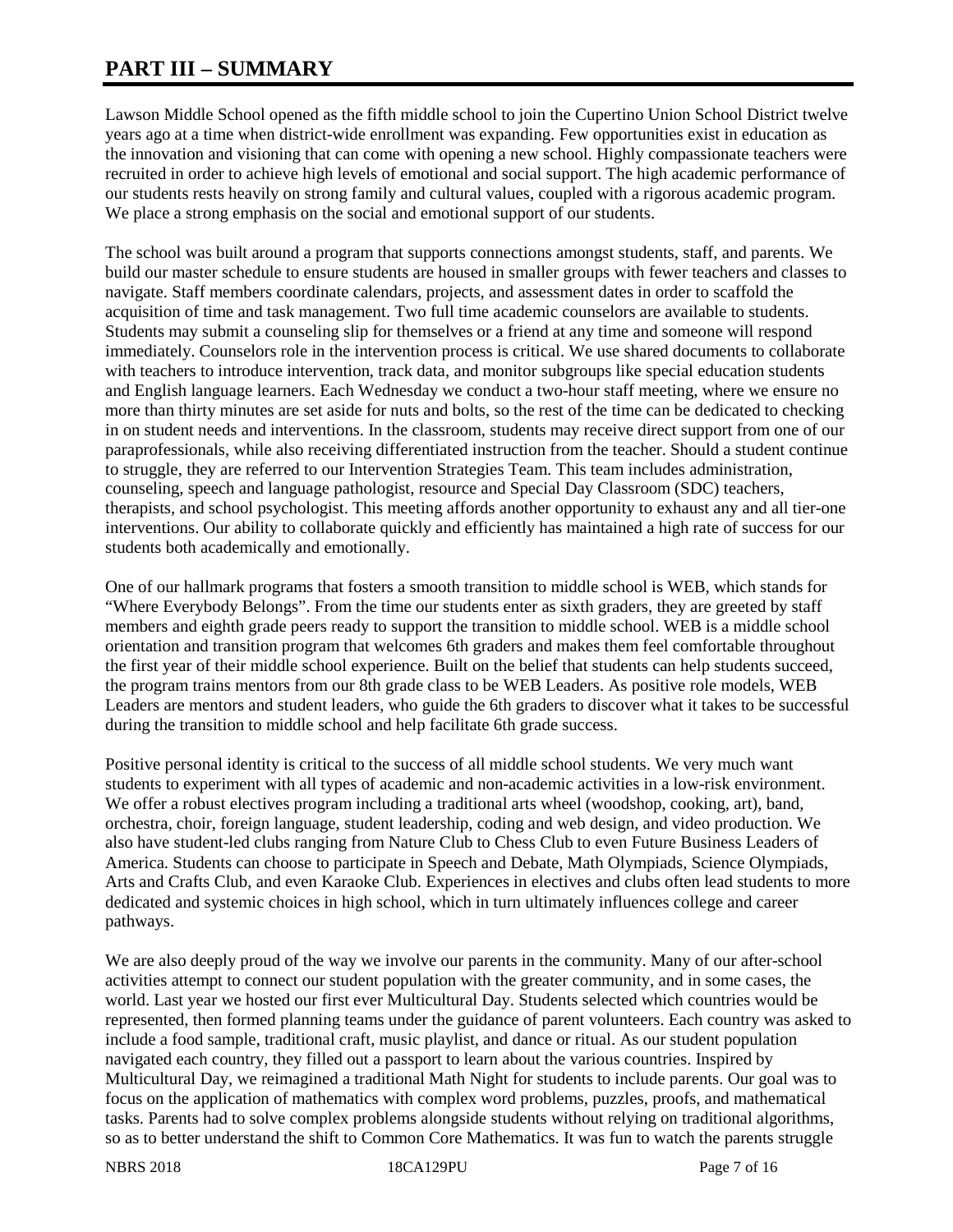# PART III – SUMMARY

Lawson Middle School opened as the fifth middle school to join the Cupertino Union School District twelve years ago at a time when district-wide enrollment was expanding. Few opportunities exist in education as the innovation and visioning that can come with opening a new school. Highly compassionate teachers were recruited in order to achieve high levels of emotional and social support. The high academic performance of our students rests heavily on strong family and cultural values, coupled with a rigorous academic program. We place a strong emphasis on the social and emotional support of our students.

The school was built around a program that supports connections amongst students, staff, and parents. We build our master schedule to ensure students are housed in smaller groups with fewer teachers and classes to navigate. Staff members coordinate calendars, projects, and assessment dates in order to scaffold the acquisition of time and task management. Two full time academic counselors are available to students. Students may submit a counseling slip for themselves or a friend at any time and someone will respond immediately. Counselors role in the intervention process is critical. We use shared documents to collaborate with teachers to introduce intervention, track data, and monitor subgroups like special education students and English language learners. Each Wednesday we conduct a two-hour staff meeting, where we ensure no more than thirty minutes are set aside for nuts and bolts, so the rest of the time can be dedicated to checking in on student needs and interventions. In the classroom, students may receive direct support from one of our paraprofessionals, while also receiving differentiated instruction from the teacher. Should a student continue to struggle, they are referred to our Intervention Strategies Team. This team includes administration, counseling, speech and language pathologist, resource and Special Day Classroom (SDC) teachers, therapists, and school psychologist. This meeting affords another opportunity to exhaust any and all tier-one interventions. Our ability to collaborate quickly and efficiently has maintained a high rate of success for our students both academically and emotionally.

One of our hallmark programs that fosters a smooth transition to middle school is WEB, which stands for "Where Everybody Belongs". From the time our students enter as sixth graders, they are greeted by staff members and eighth grade peers ready to support the transition to middle school. WEB is a middle school orientation and transition program that welcomes 6th graders and makes them feel comfortable throughout the first year of their middle school experience. Built on the belief that students can help students succeed, the program trains mentors from our 8th grade class to be WEB Leaders. As positive role models, WEB Leaders are mentors and student leaders, who guide the 6th graders to discover what it takes to be successful during the transition to middle school and help facilitate 6th grade success.

Positive personal identity is critical to the success of all middle school students. We very much want students to experiment with all types of academic and non-academic activities in a low-risk environment. We offer a robust electives program including a traditional arts wheel (woodshop, cooking, art), band, orchestra, choir, foreign language, student leadership, coding and web design, and video production. We also have student-led clubs ranging from Nature Club to Chess Club to even Future Business Leaders of America. Students can choose to participate in Speech and Debate, Math Olympiads, Science Olympiads, Arts and Crafts Club, and even Karaoke Club. Experiences in electives and clubs often lead students to more dedicated and systemic choices in high school, which in turn ultimately influences college and career pathways.

We are also deeply proud of the way we involve our parents in the community. Many of our after-school activities attempt to connect our student population with the greater community, and in some cases, the world. Last year we hosted our first ever Multicultural Day. Students selected which countries would be represented, then formed planning teams under the guidance of parent volunteers. Each country was asked to include a food sample, traditional craft, music playlist, and dance or ritual. As our student population navigated each country, they filled out a passport to learn about the various countries. Inspired by Multicultural Day, we reimagined a traditional Math Night for students to include parents. Our goal was to focus on the application of mathematics with complex word problems, puzzles, proofs, and mathematical tasks. Parents had to solve complex problems alongside students without relying on traditional algorithms, so as to better understand the shift to Common Core Mathematics. It was fun to watch the parents struggle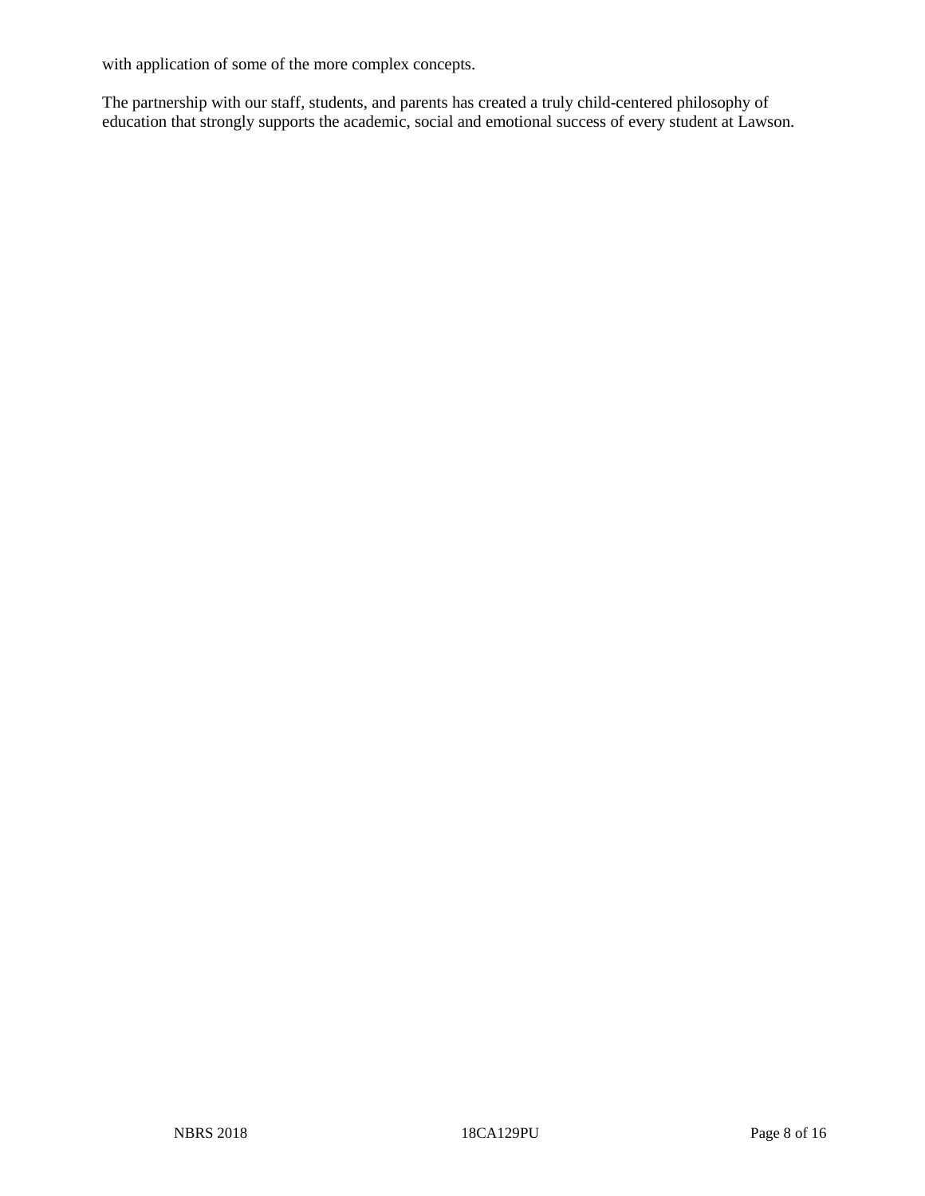with application of some of the more complex concepts.

The partnership with our staff, students, and parents has created a truly child-centered philosophy of education that strongly supports the academic, social and emotional success of every student at Lawson.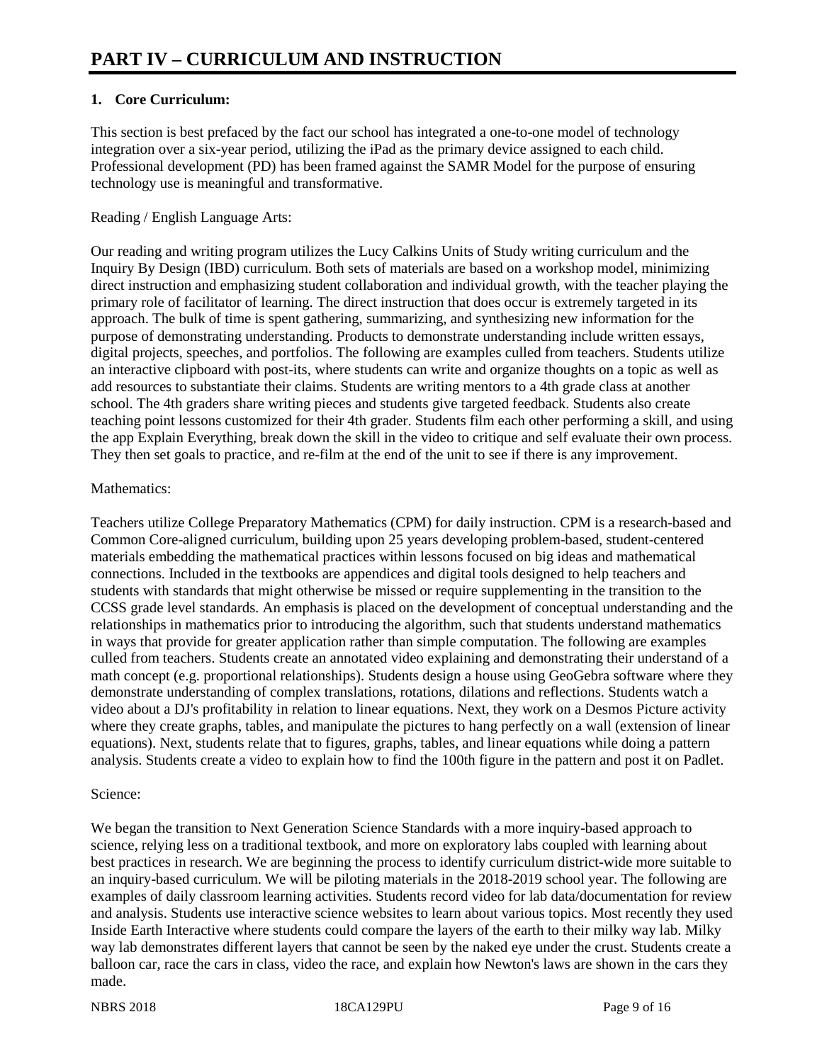# PART IV – CURRICULUM AND INSTRUCTION

## 1. Core Curriculum:

This section is best prefaced by the fact our school has integrated a one-to-one model of technology integration over a six-year period, utilizing the iPad as the primary device assigned to each child. Professional development (PD) has been framed against the SAMR Model for the purpose of ensuring technology use is meaningful and transformative.

Reading / English Language Arts:

Our reading and writing program utilizes the Lucy Calkins Units of Study writing curriculum and the Inquiry By Design (IBD) curriculum. Both sets of materials are based on a workshop model, minimizing direct instruction and emphasizing student collaboration and individual growth, with the teacher playing the primary role of facilitator of learning. The direct instruction that does occur is extremely targeted in its approach. The bulk of time is spent gathering, summarizing, and synthesizing new information for the purpose of demonstrating understanding. Products to demonstrate understanding include written essays, digital projects, speeches, and portfolios. The following are examples culled from teachers. Students utilize an interactive clipboard with post-its, where students can write and organize thoughts on a topic as well as add resources to substantiate their claims. Students are writing mentors to a 4th grade class at another school. The 4th graders share writing pieces and students give targeted feedback. Students also create teaching point lessons customized for their 4th grader. Students film each other performing a skill, and using the app Explain Everything, break down the skill in the video to critique and self evaluate their own process. They then set goals to practice, and re-film at the end of the unit to see if there is any improvement.

Mathematics:

Teachers utilize College Preparatory Mathematics (CPM) for daily instruction. CPM is a research-based and Common Core-aligned curriculum, building upon 25 years developing problem-based, student-centered materials embedding the mathematical practices within lessons focused on big ideas and mathematical connections. Included in the textbooks are appendices and digital tools designed to help teachers and students with standards that might otherwise be missed or require supplementing in the transition to the CCSS grade level standards. An emphasis is placed on the development of conceptual understanding and the relationships in mathematics prior to introducing the algorithm, such that students understand mathematics in ways that provide for greater application rather than simple computation. The following are examples culled from teachers. Students create an annotated video explaining and demonstrating their understand of a math concept (e.g. proportional relationships). Students design a house using GeoGebra software where they demonstrate understanding of complex translations, rotations, dilations and reflections. Students watch a video about a DJ's profitability in relation to linear equations. Next, they work on a Desmos Picture activity where they create graphs, tables, and manipulate the pictures to hang perfectly on a wall (extension of linear equations). Next, students relate that to figures, graphs, tables, and linear equations while doing a pattern analysis. Students create a video to explain how to find the 100th figure in the pattern and post it on Padlet.

Science:

We began the transition to Next Generation Science Standards with a more inquiry-based approach to science, relying less on a traditional textbook, and more on exploratory labs coupled with learning about best practices in research. We are beginning the process to identify curriculum district-wide more suitable to an inquiry-based curriculum. We will be piloting materials in the 2018-2019 school year. The following are examples of daily classroom learning activities. Students record video for lab data/documentation for review and analysis. Students use interactive science websites to learn about various topics. Most recently they used Inside Earth Interactive where students could compare the layers of the earth to their milky way lab. Milky way lab demonstrates different layers that cannot be seen by the naked eye under the crust. Students create a balloon car, race the cars in class, video the race, and explain how Newton's laws are shown in the cars they made.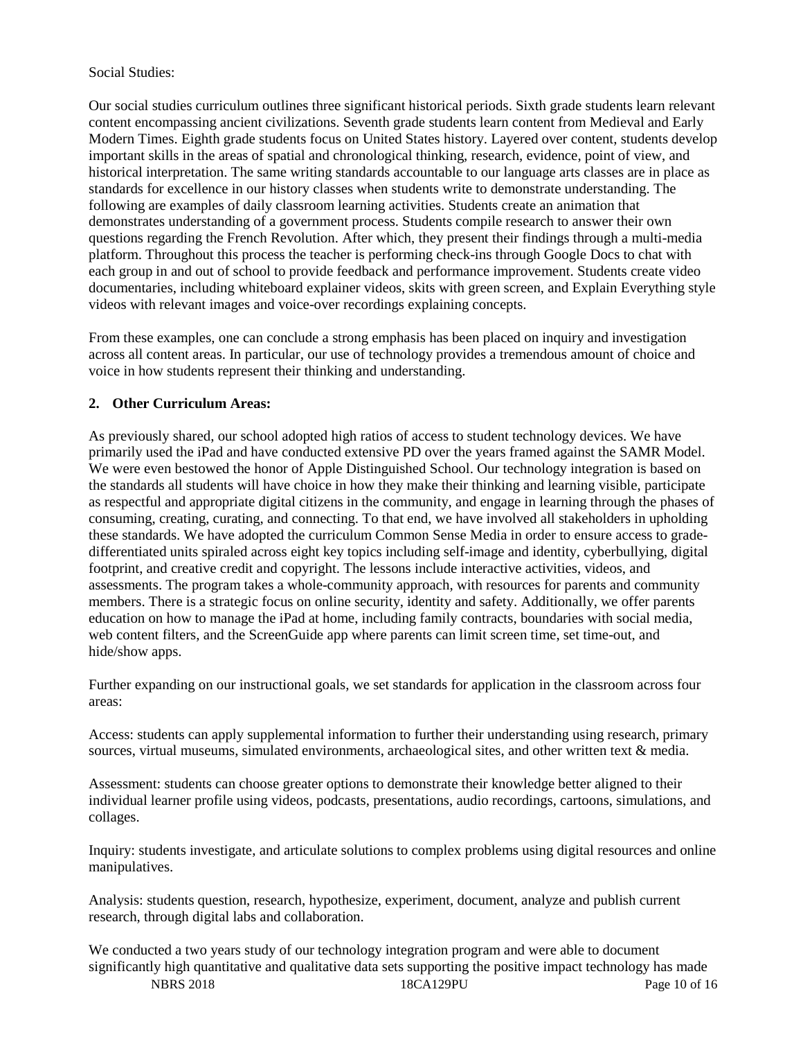Social Studies:

Our social studies curriculum outlines three significant historical periods. Sixth grade students learn relevant content encompassing ancient civilizations. Seventh grade students learn content from Medieval and Early Modern Times. Eighth grade students focus on United States history. Layered over content, students develop important skills in the areas of spatial and chronological thinking, research, evidence, point of view, and historical interpretation. The same writing standards accountable to our language arts classes are in place as standards for excellence in our history classes when students write to demonstrate understanding. The following are examples of daily classroom learning activities. Students create an animation that demonstrates understanding of a government process. Students compile research to answer their own questions regarding the French Revolution. After which, they present their findings through a multi-media platform. Throughout this process the teacher is performing check-ins through Google Docs to chat with each group in and out of school to provide feedback and performance improvement. Students create video documentaries, including whiteboard explainer videos, skits with green screen, and Explain Everything style videos with relevant images and voice-over recordings explaining concepts.

From these examples, one can conclude a strong emphasis has been placed on inquiry and investigation across all content areas. In particular, our use of technology provides a tremendous amount of choice and voice in how students represent their thinking and understanding.

**2. Other Curriculum Areas:**

As previously shared, our school adopted high ratios of access to student technology devices. We have primarily used the iPad and have conducted extensive PD over the years framed against the SAMR Model. We were even bestowed the honor of Apple Distinguished School. Our technology integration is based on the standards all students will have choice in how they make their thinking and learning visible, participate as respectful and appropriate digital citizens in the community, and engage in learning through the phases of consuming, creating, curating, and connecting. To that end, we have involved all stakeholders in upholding these standards. We have adopted the curriculum Common Sense Media in order to ensure access to grade-differentiated units spiraled across eight key topics including self-image and identity, cyberbullying, digital footprint, and creative credit and copyright. The lessons include interactive activities, videos, and assessments. The program takes a whole-community approach, with resources for parents and community members. There is a strategic focus on online security, identity and safety. Additionally, we offer parents education on how to manage the iPad at home, including family contracts, boundaries with social media, web content filters, and the ScreenGuide app where parents can limit screen time, set time-out, and hide/show apps.

Further expanding on our instructional goals, we set standards for application in the classroom across four areas:

Access: students can apply supplemental information to further their understanding using research, primary sources, virtual museums, simulated environments, archaeological sites, and other written text & media.

Assessment: students can choose greater options to demonstrate their knowledge better aligned to their individual learner profile using videos, podcasts, presentations, audio recordings, cartoons, simulations, and collages.

Inquiry: students investigate, and articulate solutions to complex problems using digital resources and online manipulatives.

Analysis: students question, research, hypothesize, experiment, document, analyze and publish current research, through digital labs and collaboration.

We conducted a two years study of our technology integration program and were able to document significantly high quantitative and qualitative data sets supporting the positive impact technology has made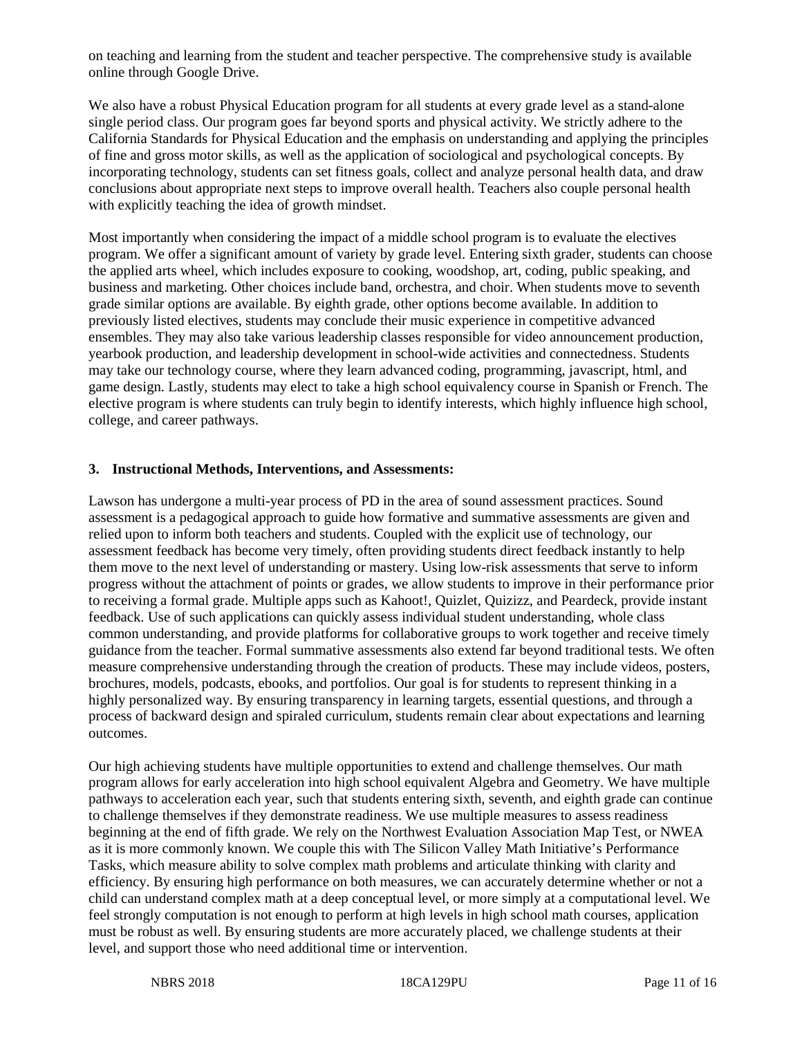on teaching and learning from the student and teacher perspective. The comprehensive study is available online through Google Drive.

We also have a robust Physical Education program for all students at every grade level as a stand-alone single period class. Our program goes far beyond sports and physical activity. We strictly adhere to the California Standards for Physical Education and the emphasis on understanding and applying the principles of fine and gross motor skills, as well as the application of sociological and psychological concepts. By incorporating technology, students can set fitness goals, collect and analyze personal health data, and draw conclusions about appropriate next steps to improve overall health. Teachers also couple personal health with explicitly teaching the idea of growth mindset.

Most importantly when considering the impact of a middle school program is to evaluate the electives program. We offer a significant amount of variety by grade level. Entering sixth grader, students can choose the applied arts wheel, which includes exposure to cooking, woodshop, art, coding, public speaking, and business and marketing. Other choices include band, orchestra, and choir. When students move to seventh grade similar options are available. By eighth grade, other options become available. In addition to previously listed electives, students may conclude their music experience in competitive advanced ensembles. They may also take various leadership classes responsible for video announcement production, yearbook production, and leadership development in school-wide activities and connectedness. Students may take our technology course, where they learn advanced coding, programming, javascript, html, and game design. Lastly, students may elect to take a high school equivalency course in Spanish or French. The elective program is where students can truly begin to identify interests, which highly influence high school, college, and career pathways.

### 3. Instructional Methods, Interventions, and Assessments:

Lawson has undergone a multi-year process of PD in the area of sound assessment practices. Sound assessment is a pedagogical approach to guide how formative and summative assessments are given and relied upon to inform both teachers and students. Coupled with the explicit use of technology, our assessment feedback has become very timely, often providing students direct feedback instantly to help them move to the next level of understanding or mastery. Using low-risk assessments that serve to inform progress without the attachment of points or grades, we allow students to improve in their performance prior to receiving a formal grade. Multiple apps such as Kahoot!, Quizlet, Quizizz, and Peardeck, provide instant feedback. Use of such applications can quickly assess individual student understanding, whole class common understanding, and provide platforms for collaborative groups to work together and receive timely guidance from the teacher. Formal summative assessments also extend far beyond traditional tests. We often measure comprehensive understanding through the creation of products. These may include videos, posters, brochures, models, podcasts, ebooks, and portfolios. Our goal is for students to represent thinking in a highly personalized way. By ensuring transparency in learning targets, essential questions, and through a process of backward design and spiraled curriculum, students remain clear about expectations and learning outcomes.

Our high achieving students have multiple opportunities to extend and challenge themselves. Our math program allows for early acceleration into high school equivalent Algebra and Geometry. We have multiple pathways to acceleration each year, such that students entering sixth, seventh, and eighth grade can continue to challenge themselves if they demonstrate readiness. We use multiple measures to assess readiness beginning at the end of fifth grade. We rely on the Northwest Evaluation Association Map Test, or NWEA as it is more commonly known. We couple this with The Silicon Valley Math Initiative's Performance Tasks, which measure ability to solve complex math problems and articulate thinking with clarity and efficiency. By ensuring high performance on both measures, we can accurately determine whether or not a child can understand complex math at a deep conceptual level, or more simply at a computational level. We feel strongly computation is not enough to perform at high levels in high school math courses, application must be robust as well. By ensuring students are more accurately placed, we challenge students at their level, and support those who need additional time or intervention.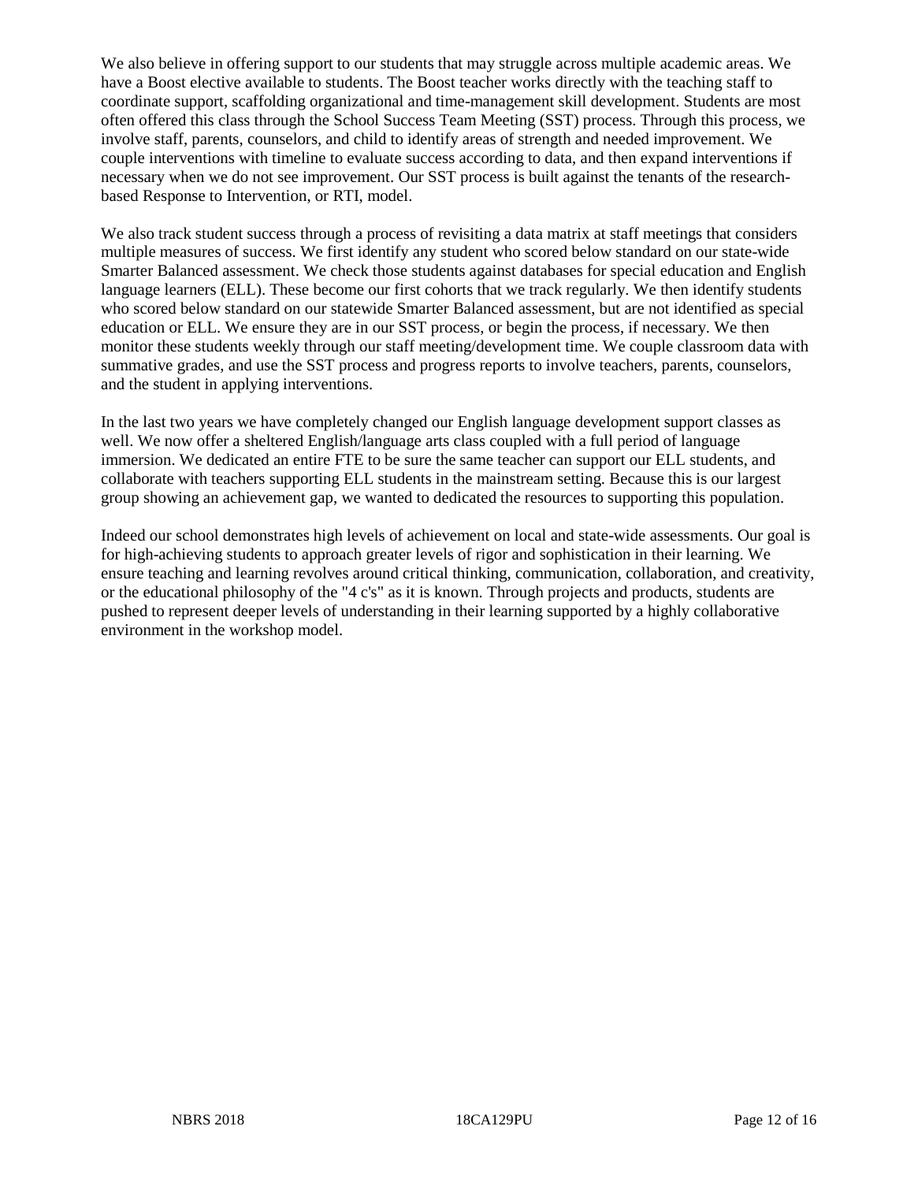We also believe in offering support to our students that may struggle across multiple academic areas. We have a Boost elective available to students. The Boost teacher works directly with the teaching staff to coordinate support, scaffolding organizational and time-management skill development. Students are most often offered this class through the School Success Team Meeting (SST) process. Through this process, we involve staff, parents, counselors, and child to identify areas of strength and needed improvement. We couple interventions with timeline to evaluate success according to data, and then expand interventions if necessary when we do not see improvement. Our SST process is built against the tenants of the research-based Response to Intervention, or RTI, model.

We also track student success through a process of revisiting a data matrix at staff meetings that considers multiple measures of success. We first identify any student who scored below standard on our state-wide Smarter Balanced assessment. We check those students against databases for special education and English language learners (ELL). These become our first cohorts that we track regularly. We then identify students who scored below standard on our statewide Smarter Balanced assessment, but are not identified as special education or ELL. We ensure they are in our SST process, or begin the process, if necessary. We then monitor these students weekly through our staff meeting/development time. We couple classroom data with summative grades, and use the SST process and progress reports to involve teachers, parents, counselors, and the student in applying interventions.

In the last two years we have completely changed our English language development support classes as well. We now offer a sheltered English/language arts class coupled with a full period of language immersion. We dedicated an entire FTE to be sure the same teacher can support our ELL students, and collaborate with teachers supporting ELL students in the mainstream setting. Because this is our largest group showing an achievement gap, we wanted to dedicated the resources to supporting this population.

Indeed our school demonstrates high levels of achievement on local and state-wide assessments. Our goal is for high-achieving students to approach greater levels of rigor and sophistication in their learning. We ensure teaching and learning revolves around critical thinking, communication, collaboration, and creativity, or the educational philosophy of the "4 c's" as it is known. Through projects and products, students are pushed to represent deeper levels of understanding in their learning supported by a highly collaborative environment in the workshop model.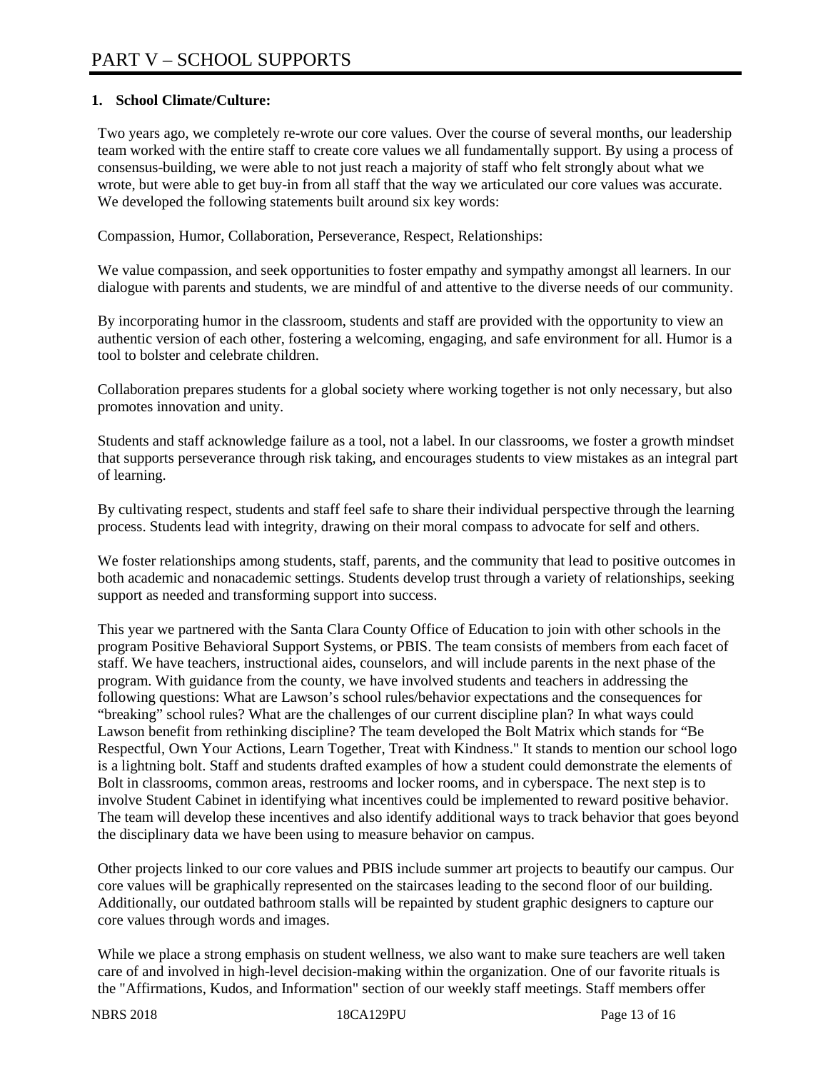# PART V – SCHOOL SUPPORTS

**1. School Climate/Culture:**

Two years ago, we completely re-wrote our core values. Over the course of several months, our leadership team worked with the entire staff to create core values we all fundamentally support. By using a process of consensus-building, we were able to not just reach a majority of staff who felt strongly about what we wrote, but were able to get buy-in from all staff that the way we articulated our core values was accurate. We developed the following statements built around six key words:

Compassion, Humor, Collaboration, Perseverance, Respect, Relationships:

We value compassion, and seek opportunities to foster empathy and sympathy amongst all learners. In our dialogue with parents and students, we are mindful of and attentive to the diverse needs of our community.

By incorporating humor in the classroom, students and staff are provided with the opportunity to view an authentic version of each other, fostering a welcoming, engaging, and safe environment for all. Humor is a tool to bolster and celebrate children.

Collaboration prepares students for a global society where working together is not only necessary, but also promotes innovation and unity.

Students and staff acknowledge failure as a tool, not a label. In our classrooms, we foster a growth mindset that supports perseverance through risk taking, and encourages students to view mistakes as an integral part of learning.

By cultivating respect, students and staff feel safe to share their individual perspective through the learning process. Students lead with integrity, drawing on their moral compass to advocate for self and others.

We foster relationships among students, staff, parents, and the community that lead to positive outcomes in both academic and nonacademic settings. Students develop trust through a variety of relationships, seeking support as needed and transforming support into success.

This year we partnered with the Santa Clara County Office of Education to join with other schools in the program Positive Behavioral Support Systems, or PBIS. The team consists of members from each facet of staff. We have teachers, instructional aides, counselors, and will include parents in the next phase of the program. With guidance from the county, we have involved students and teachers in addressing the following questions: What are Lawson's school rules/behavior expectations and the consequences for "breaking" school rules? What are the challenges of our current discipline plan? In what ways could Lawson benefit from rethinking discipline? The team developed the Bolt Matrix which stands for "Be Respectful, Own Your Actions, Learn Together, Treat with Kindness." It stands to mention our school logo is a lightning bolt. Staff and students drafted examples of how a student could demonstrate the elements of Bolt in classrooms, common areas, restrooms and locker rooms, and in cyberspace. The next step is to involve Student Cabinet in identifying what incentives could be implemented to reward positive behavior. The team will develop these incentives and also identify additional ways to track behavior that goes beyond the disciplinary data we have been using to measure behavior on campus.

Other projects linked to our core values and PBIS include summer art projects to beautify our campus. Our core values will be graphically represented on the staircases leading to the second floor of our building. Additionally, our outdated bathroom stalls will be repainted by student graphic designers to capture our core values through words and images.

While we place a strong emphasis on student wellness, we also want to make sure teachers are well taken care of and involved in high-level decision-making within the organization. One of our favorite rituals is the "Affirmations, Kudos, and Information" section of our weekly staff meetings. Staff members offer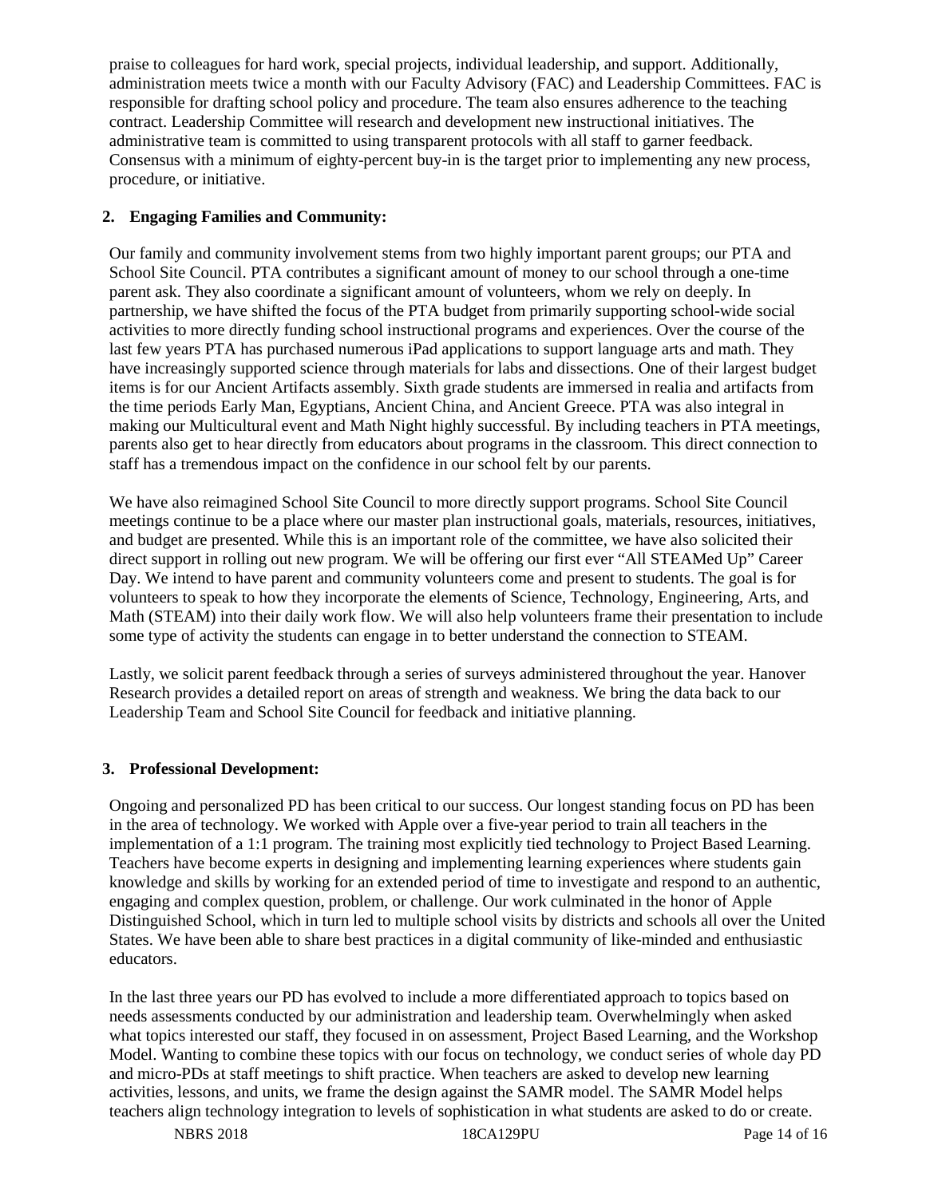praise to colleagues for hard work, special projects, individual leadership, and support. Additionally, administration meets twice a month with our Faculty Advisory (FAC) and Leadership Committees. FAC is responsible for drafting school policy and procedure. The team also ensures adherence to the teaching contract. Leadership Committee will research and development new instructional initiatives. The administrative team is committed to using transparent protocols with all staff to garner feedback. Consensus with a minimum of eighty-percent buy-in is the target prior to implementing any new process, procedure, or initiative.

## 2. Engaging Families and Community:

Our family and community involvement stems from two highly important parent groups; our PTA and School Site Council. PTA contributes a significant amount of money to our school through a one-time parent ask. They also coordinate a significant amount of volunteers, whom we rely on deeply. In partnership, we have shifted the focus of the PTA budget from primarily supporting school-wide social activities to more directly funding school instructional programs and experiences. Over the course of the last few years PTA has purchased numerous iPad applications to support language arts and math. They have increasingly supported science through materials for labs and dissections. One of their largest budget items is for our Ancient Artifacts assembly. Sixth grade students are immersed in realia and artifacts from the time periods Early Man, Egyptians, Ancient China, and Ancient Greece. PTA was also integral in making our Multicultural event and Math Night highly successful. By including teachers in PTA meetings, parents also get to hear directly from educators about programs in the classroom. This direct connection to staff has a tremendous impact on the confidence in our school felt by our parents.

We have also reimagined School Site Council to more directly support programs. School Site Council meetings continue to be a place where our master plan instructional goals, materials, resources, initiatives, and budget are presented. While this is an important role of the committee, we have also solicited their direct support in rolling out new program. We will be offering our first ever "All STEAMed Up" Career Day. We intend to have parent and community volunteers come and present to students. The goal is for volunteers to speak to how they incorporate the elements of Science, Technology, Engineering, Arts, and Math (STEAM) into their daily work flow. We will also help volunteers frame their presentation to include some type of activity the students can engage in to better understand the connection to STEAM.

Lastly, we solicit parent feedback through a series of surveys administered throughout the year. Hanover Research provides a detailed report on areas of strength and weakness. We bring the data back to our Leadership Team and School Site Council for feedback and initiative planning.

## 3. Professional Development:

Ongoing and personalized PD has been critical to our success. Our longest standing focus on PD has been in the area of technology. We worked with Apple over a five-year period to train all teachers in the implementation of a 1:1 program. The training most explicitly tied technology to Project Based Learning. Teachers have become experts in designing and implementing learning experiences where students gain knowledge and skills by working for an extended period of time to investigate and respond to an authentic, engaging and complex question, problem, or challenge. Our work culminated in the honor of Apple Distinguished School, which in turn led to multiple school visits by districts and schools all over the United States. We have been able to share best practices in a digital community of like-minded and enthusiastic educators.

In the last three years our PD has evolved to include a more differentiated approach to topics based on needs assessments conducted by our administration and leadership team. Overwhelmingly when asked what topics interested our staff, they focused in on assessment, Project Based Learning, and the Workshop Model. Wanting to combine these topics with our focus on technology, we conduct series of whole day PD and micro-PDs at staff meetings to shift practice. When teachers are asked to develop new learning activities, lessons, and units, we frame the design against the SAMR model. The SAMR Model helps teachers align technology integration to levels of sophistication in what students are asked to do or create.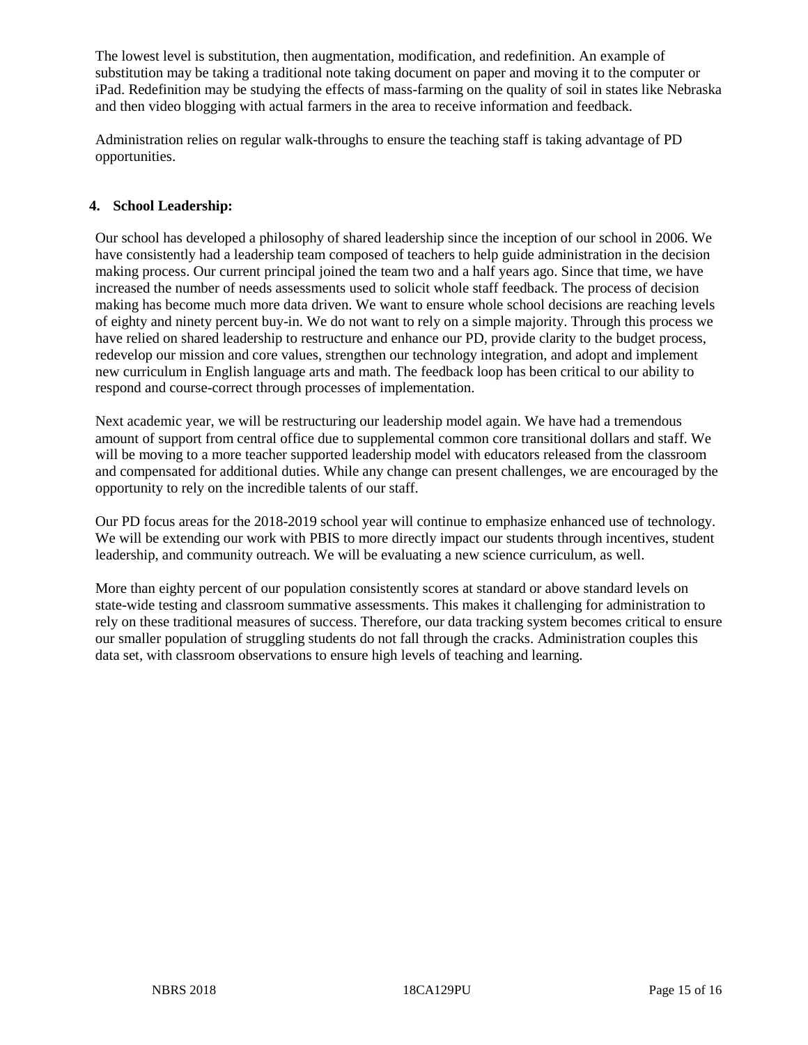The lowest level is substitution, then augmentation, modification, and redefinition. An example of substitution may be taking a traditional note taking document on paper and moving it to the computer or iPad. Redefinition may be studying the effects of mass-farming on the quality of soil in states like Nebraska and then video blogging with actual farmers in the area to receive information and feedback.

Administration relies on regular walk-throughs to ensure the teaching staff is taking advantage of PD opportunities.

## 4. School Leadership:

Our school has developed a philosophy of shared leadership since the inception of our school in 2006. We have consistently had a leadership team composed of teachers to help guide administration in the decision making process. Our current principal joined the team two and a half years ago. Since that time, we have increased the number of needs assessments used to solicit whole staff feedback. The process of decision making has become much more data driven. We want to ensure whole school decisions are reaching levels of eighty and ninety percent buy-in. We do not want to rely on a simple majority. Through this process we have relied on shared leadership to restructure and enhance our PD, provide clarity to the budget process, redevelop our mission and core values, strengthen our technology integration, and adopt and implement new curriculum in English language arts and math. The feedback loop has been critical to our ability to respond and course-correct through processes of implementation.

Next academic year, we will be restructuring our leadership model again. We have had a tremendous amount of support from central office due to supplemental common core transitional dollars and staff. We will be moving to a more teacher supported leadership model with educators released from the classroom and compensated for additional duties. While any change can present challenges, we are encouraged by the opportunity to rely on the incredible talents of our staff.

Our PD focus areas for the 2018-2019 school year will continue to emphasize enhanced use of technology. We will be extending our work with PBIS to more directly impact our students through incentives, student leadership, and community outreach. We will be evaluating a new science curriculum, as well.

More than eighty percent of our population consistently scores at standard or above standard levels on state-wide testing and classroom summative assessments. This makes it challenging for administration to rely on these traditional measures of success. Therefore, our data tracking system becomes critical to ensure our smaller population of struggling students do not fall through the cracks. Administration couples this data set, with classroom observations to ensure high levels of teaching and learning.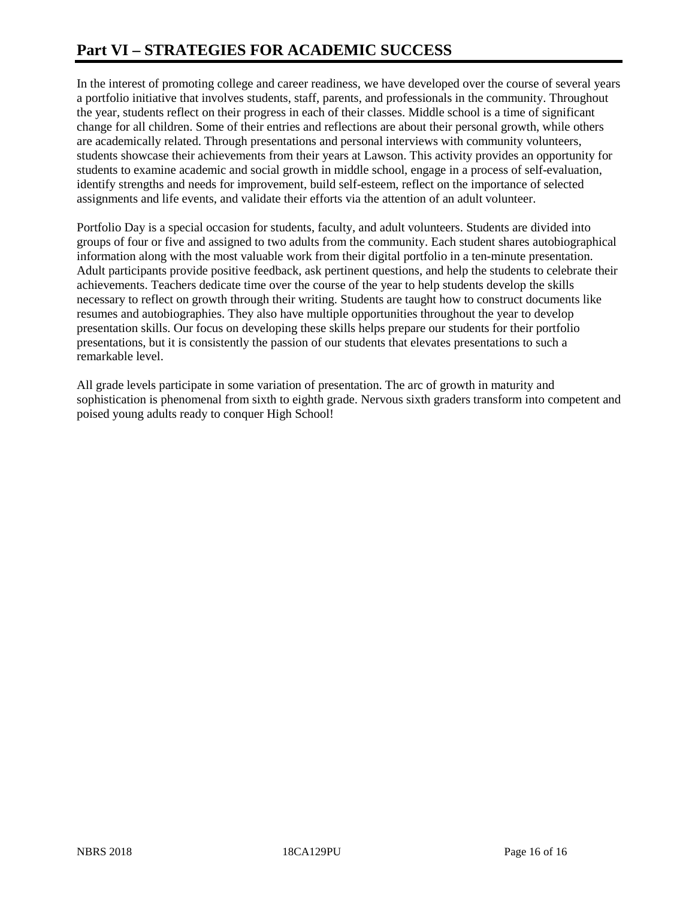# Part VI – STRATEGIES FOR ACADEMIC SUCCESS

In the interest of promoting college and career readiness, we have developed over the course of several years a portfolio initiative that involves students, staff, parents, and professionals in the community. Throughout the year, students reflect on their progress in each of their classes. Middle school is a time of significant change for all children. Some of their entries and reflections are about their personal growth, while others are academically related. Through presentations and personal interviews with community volunteers, students showcase their achievements from their years at Lawson. This activity provides an opportunity for students to examine academic and social growth in middle school, engage in a process of self-evaluation, identify strengths and needs for improvement, build self-esteem, reflect on the importance of selected assignments and life events, and validate their efforts via the attention of an adult volunteer.

Portfolio Day is a special occasion for students, faculty, and adult volunteers. Students are divided into groups of four or five and assigned to two adults from the community. Each student shares autobiographical information along with the most valuable work from their digital portfolio in a ten-minute presentation. Adult participants provide positive feedback, ask pertinent questions, and help the students to celebrate their achievements. Teachers dedicate time over the course of the year to help students develop the skills necessary to reflect on growth through their writing. Students are taught how to construct documents like resumes and autobiographies. They also have multiple opportunities throughout the year to develop presentation skills. Our focus on developing these skills helps prepare our students for their portfolio presentations, but it is consistently the passion of our students that elevates presentations to such a remarkable level.

All grade levels participate in some variation of presentation. The arc of growth in maturity and sophistication is phenomenal from sixth to eighth grade. Nervous sixth graders transform into competent and poised young adults ready to conquer High School!